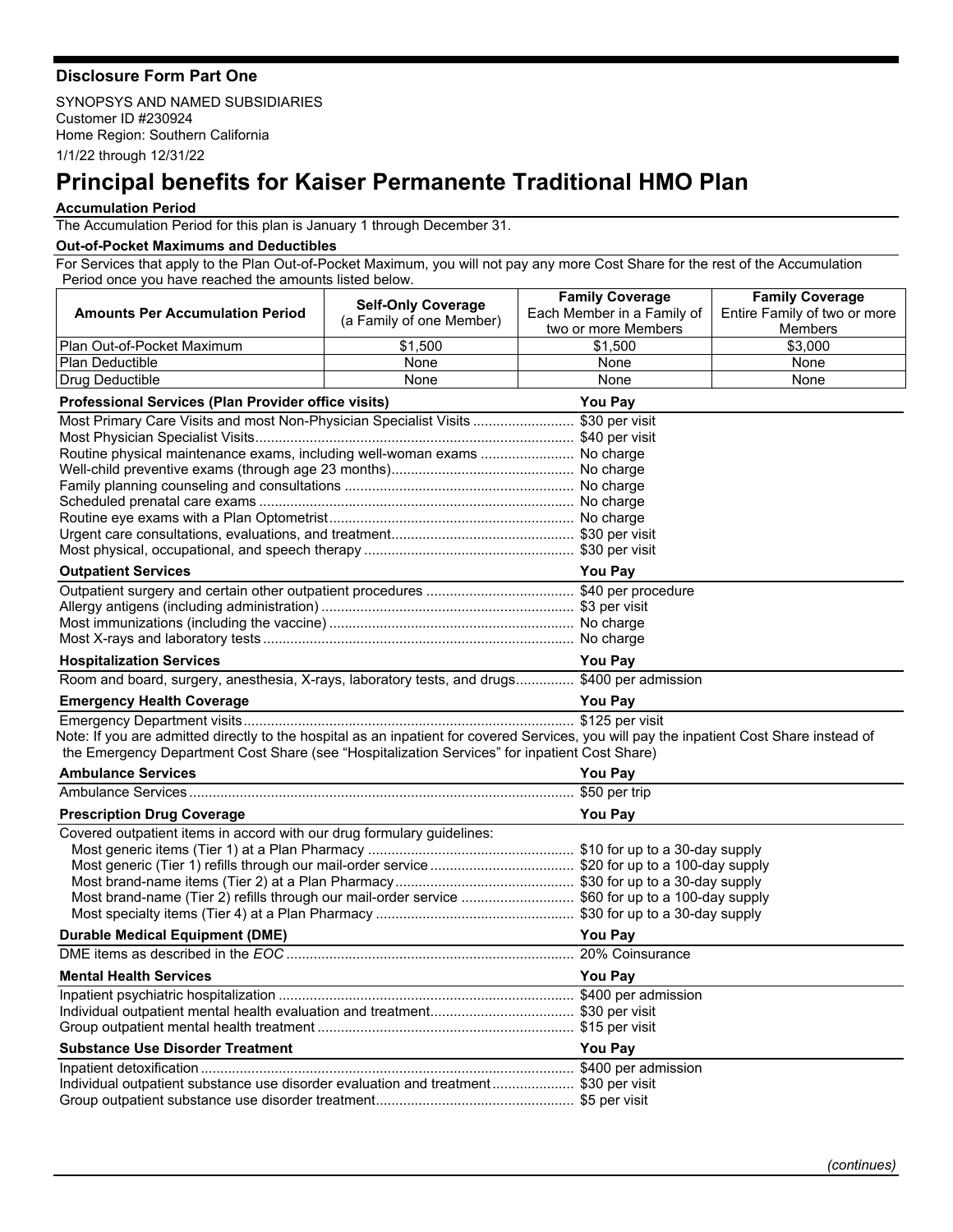**Disclosure Form Part One**

SYNOPSYS AND NAMED SUBSIDIARIES
Customer ID #230924
Home Region: Southern California
1/1/22 through 12/31/22

# Principal benefits for Kaiser Permanente Traditional HMO Plan

**Accumulation Period**

The Accumulation Period for this plan is January 1 through December 31.

**Out-of-Pocket Maximums and Deductibles**

For Services that apply to the Plan Out-of-Pocket Maximum, you will not pay any more Cost Share for the rest of the Accumulation Period once you have reached the amounts listed below.

| Amounts Per Accumulation Period | Self-Only Coverage (a Family of one Member) | Family Coverage Each Member in a Family of two or more Members | Family Coverage Entire Family of two or more Members |
|---|---|---|---|
| Plan Out-of-Pocket Maximum | $1,500 | $1,500 | $3,000 |
| Plan Deductible | None | None | None |
| Drug Deductible | None | None | None |

| Professional Services (Plan Provider office visits) | You Pay |
|---|---|
| Most Primary Care Visits and most Non-Physician Specialist Visits | $30 per visit |
| Most Physician Specialist Visits | $40 per visit |
| Routine physical maintenance exams, including well-woman exams | No charge |
| Well-child preventive exams (through age 23 months) | No charge |
| Family planning counseling and consultations | No charge |
| Scheduled prenatal care exams | No charge |
| Routine eye exams with a Plan Optometrist | No charge |
| Urgent care consultations, evaluations, and treatment | $30 per visit |
| Most physical, occupational, and speech therapy | $30 per visit |

| Outpatient Services | You Pay |
|---|---|
| Outpatient surgery and certain other outpatient procedures | $40 per procedure |
| Allergy antigens (including administration) | $3 per visit |
| Most immunizations (including the vaccine) | No charge |
| Most X-rays and laboratory tests | No charge |

| Hospitalization Services | You Pay |
|---|---|
| Room and board, surgery, anesthesia, X-rays, laboratory tests, and drugs | $400 per admission |

| Emergency Health Coverage | You Pay |
|---|---|
| Emergency Department visits | $125 per visit |

Note: If you are admitted directly to the hospital as an inpatient for covered Services, you will pay the inpatient Cost Share instead of the Emergency Department Cost Share (see "Hospitalization Services" for inpatient Cost Share)

| Ambulance Services | You Pay |
|---|---|
| Ambulance Services | $50 per trip |

| Prescription Drug Coverage | You Pay |
|---|---|
| Covered outpatient items in accord with our drug formulary guidelines: | |
| Most generic items (Tier 1) at a Plan Pharmacy | $10 for up to a 30-day supply |
| Most generic (Tier 1) refills through our mail-order service | $20 for up to a 100-day supply |
| Most brand-name items (Tier 2) at a Plan Pharmacy | $30 for up to a 30-day supply |
| Most brand-name (Tier 2) refills through our mail-order service | $60 for up to a 100-day supply |
| Most specialty items (Tier 4) at a Plan Pharmacy | $30 for up to a 30-day supply |

| Durable Medical Equipment (DME) | You Pay |
|---|---|
| DME items as described in the *EOC* | 20% Coinsurance |

| Mental Health Services | You Pay |
|---|---|
| Inpatient psychiatric hospitalization | $400 per admission |
| Individual outpatient mental health evaluation and treatment | $30 per visit |
| Group outpatient mental health treatment | $15 per visit |

| Substance Use Disorder Treatment | You Pay |
|---|---|
| Inpatient detoxification | $400 per admission |
| Individual outpatient substance use disorder evaluation and treatment | $30 per visit |
| Group outpatient substance use disorder treatment | $5 per visit |

*(continues)*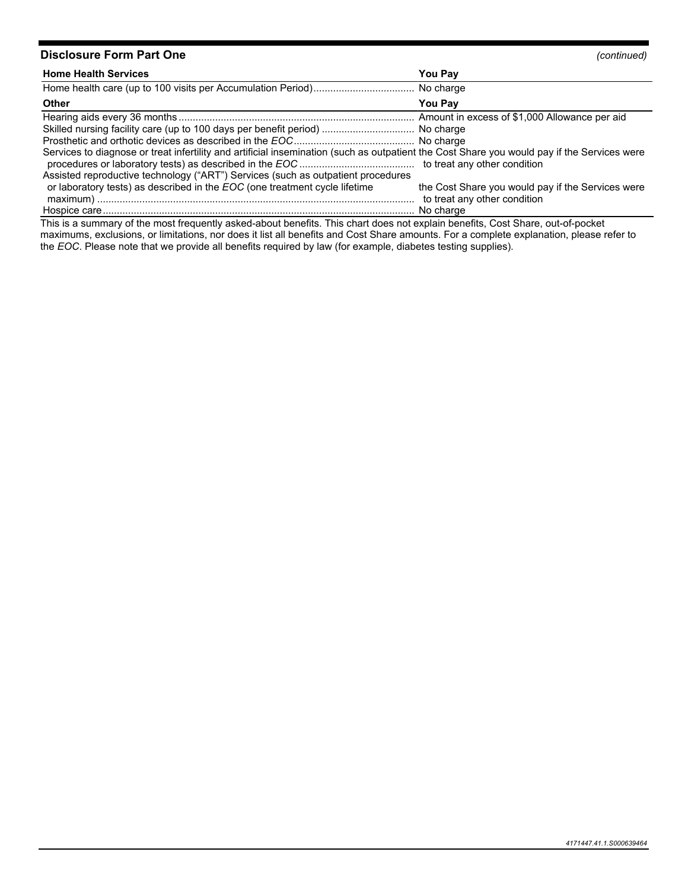## Disclosure Form Part One *(continued)*

| Home Health Services | You Pay |
| --- | --- |
| Home health care (up to 100 visits per Accumulation Period) | No charge |

| Other | You Pay |
| --- | --- |
| Hearing aids every 36 months | Amount in excess of $1,000 Allowance per aid |
| Skilled nursing facility care (up to 100 days per benefit period) | No charge |
| Prosthetic and orthotic devices as described in the *EOC* | No charge |
| Services to diagnose or treat infertility and artificial insemination (such as outpatient procedures or laboratory tests) as described in the *EOC* | the Cost Share you would pay if the Services were to treat any other condition |
| Assisted reproductive technology ("ART") Services (such as outpatient procedures or laboratory tests) as described in the *EOC* (one treatment cycle lifetime maximum) | the Cost Share you would pay if the Services were to treat any other condition |
| Hospice care | No charge |

This is a summary of the most frequently asked-about benefits. This chart does not explain benefits, Cost Share, out-of-pocket maximums, exclusions, or limitations, nor does it list all benefits and Cost Share amounts. For a complete explanation, please refer to the *EOC*. Please note that we provide all benefits required by law (for example, diabetes testing supplies).

4171447.41.1.S000639464